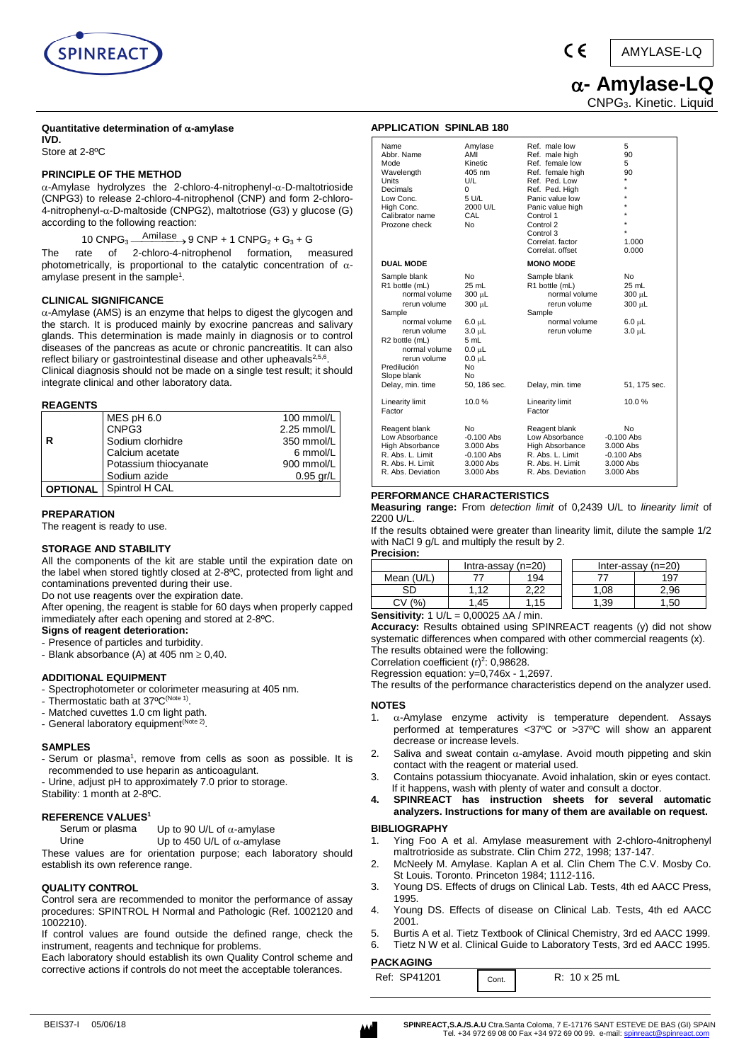SPINREACT

CE AMYLASE-LQ

# α- Amylase-LQ

$CNPG_3$. Kinetic. Liquid

**Quantitative determination of α-amylase**

**IVD.**

Store at 2-8ºC

## PRINCIPLE OF THE METHOD

α-Amylase hydrolyzes the 2-chloro-4-nitrophenyl-α-D-maltotrioside (CNPG3) to release 2-chloro-4-nitrophenol (CNP) and form 2-chloro-4-nitrophenyl-α-D-maltoside (CNPG2), maltotriose (G3) y glucose (G) according to the following reaction:

$$10\ CNPG_3 \xrightarrow{Amilase} 9\ CNP + 1\ CNPG_2 + G_3 + G$$

The rate of 2-chloro-4-nitrophenol formation, measured photometrically, is proportional to the catalytic concentration of α-amylase present in the sample[1].

## CLINICAL SIGNIFICANCE

α-Amylase (AMS) is an enzyme that helps to digest the glycogen and the starch. It is produced mainly by exocrine pancreas and salivary glands. This determination is made mainly in diagnosis or to control diseases of the pancreas as acute or chronic pancreatitis. It can also reflect biliary or gastrointestinal disease and other upheavals[2,5,6].

Clinical diagnosis should not be made on a single test result; it should integrate clinical and other laboratory data.

## REAGENTS

| | | |
|---|---|---|
| **R** | MES pH 6.0 | 100 mmol/L |
| | CNPG3 | 2.25 mmol/L |
| | Sodium clorhidre | 350 mmol/L |
| | Calcium acetate | 6 mmol/L |
| | Potassium thiocyanate | 900 mmol/L |
| | Sodium azide | 0.95 gr/L |
| **OPTIONAL** | Spintrol H CAL | |

## PREPARATION

The reagent is ready to use.

## STORAGE AND STABILITY

All the components of the kit are stable until the expiration date on the label when stored tightly closed at 2-8ºC, protected from light and contaminations prevented during their use.

Do not use reagents over the expiration date.

After opening, the reagent is stable for 60 days when properly capped immediately after each opening and stored at 2-8ºC.

**Signs of reagent deterioration:**

- Presence of particles and turbidity.
- Blank absorbance (A) at 405 nm ≥ 0,40.

## ADDITIONAL EQUIPMENT

- Spectrophotometer or colorimeter measuring at 405 nm.
- Thermostatic bath at 37ºC(Note 1).
- Matched cuvettes 1.0 cm light path.
- General laboratory equipment(Note 2).

## SAMPLES

- Serum or plasma[1], remove from cells as soon as possible. It is recommended to use heparin as anticoagulant.
- Urine, adjust pH to approximately 7.0 prior to storage.

Stability: 1 month at 2-8ºC.

## REFERENCE VALUES[1]

| | |
|---|---|
| Serum or plasma | Up to 90 U/L of α-amylase |
| Urine | Up to 450 U/L of α-amylase |

These values are for orientation purpose; each laboratory should establish its own reference range.

## QUALITY CONTROL

Control sera are recommended to monitor the performance of assay procedures: SPINTROL H Normal and Pathologic (Ref. 1002120 and 1002210).

If control values are found outside the defined range, check the instrument, reagents and technique for problems.

Each laboratory should establish its own Quality Control scheme and corrective actions if controls do not meet the acceptable tolerances.

## APPLICATION SPINLAB 180

| | | | |
|---|---|---|---|
| Name | Amylase | Ref. male low | 5 |
| Abbr. Name | AMI | Ref. male high | 90 |
| Mode | Kinetic | Ref. female low | 5 |
| Wavelength | 405 nm | Ref. female high | 90 |
| Units | U/L | Ref. Ped. Low | * |
| Decimals | 0 | Ref. Ped. High | * |
| Low Conc. | 5 U/L | Panic value low | * |
| High Conc. | 2000 U/L | Panic value high | * |
| Calibrator name | CAL | Control 1 | * |
| Prozone check | No | Control 2 | * |
| | | Control 3 | * |
| | | Correlat. factor | 1.000 |
| | | Correlat. offset | 0.000 |
| **DUAL MODE** | | **MONO MODE** | |
| Sample blank | No | Sample blank | No |
| R1 bottle (mL) | 25 mL | R1 bottle (mL) | 25 mL |
| normal volume | 300 µL | normal volume | 300 µL |
| rerun volume | 300 µL | rerun volume | 300 µL |
| Sample | | Sample | |
| normal volume | 6.0 µL | normal volume | 6.0 µL |
| rerun volume | 3.0 µL | rerun volume | 3.0 µL |
| R2 bottle (mL) | 5 mL | | |
| normal volume | 0.0 µL | | |
| rerun volume | 0.0 µL | | |
| Predilución | No | | |
| Slope blank | No | | |
| Delay, min. time | 50, 186 sec. | Delay, min. time | 51, 175 sec. |
| Linearity limit | 10.0 % | Linearity limit | 10.0 % |
| Factor | | Factor | |
| Reagent blank | No | Reagent blank | No |
| Low Absorbance | -0.100 Abs | Low Absorbance | -0.100 Abs |
| High Absorbance | 3.000 Abs | High Absorbance | 3.000 Abs |
| R. Abs. L. Limit | -0.100 Abs | R. Abs. L. Limit | -0.100 Abs |
| R. Abs. H. Limit | 3.000 Abs | R. Abs. H. Limit | 3.000 Abs |
| R. Abs. Deviation | 3.000 Abs | R. Abs. Deviation | 3.000 Abs |

## PERFORMANCE CHARACTERISTICS

**Measuring range:** From *detection limit* of 0,2439 U/L to *linearity limit* of 2200 U/L.

If the results obtained were greater than linearity limit, dilute the sample 1/2 with NaCl 9 g/L and multiply the result by 2.

**Precision:**

| | Intra-assay (n=20) | | Inter-assay (n=20) | |
|---|---|---|---|---|
| Mean (U/L) | 77 | 194 | 77 | 197 |
| SD | 1,12 | 2,22 | 1,08 | 2,96 |
| CV (%) | 1,45 | 1,15 | 1,39 | 1,50 |

**Sensitivity:** 1 U/L = 0,00025 ΔA / min.

**Accuracy:** Results obtained using SPINREACT reagents (y) did not show systematic differences when compared with other commercial reagents (x).

The results obtained were the following:

Correlation coefficient $(r)^2$: 0,98628.

Regression equation: y=0,746x - 1,2697.

The results of the performance characteristics depend on the analyzer used.

## NOTES

1. α-Amylase enzyme activity is temperature dependent. Assays performed at temperatures <37ºC or >37ºC will show an apparent decrease or increase levels.
2. Saliva and sweat contain α-amylase. Avoid mouth pipetting and skin contact with the reagent or material used.
3. Contains potassium thiocyanate. Avoid inhalation, skin or eyes contact. If it happens, wash with plenty of water and consult a doctor.
4. **SPINREACT has instruction sheets for several automatic analyzers. Instructions for many of them are available on request.**

## BIBLIOGRAPHY

1. Ying Foo A et al. Amylase measurement with 2-chloro-4nitrophenyl maltrotrioside as substrate. Clin Chim 272, 1998; 137-147.
2. McNeely M. Amylase. Kaplan A et al. Clin Chem The C.V. Mosby Co. St Louis. Toronto. Princeton 1984; 1112-116.
3. Young DS. Effects of drugs on Clinical Lab. Tests, 4th ed AACC Press, 1995.
4. Young DS. Effects of disease on Clinical Lab. Tests, 4th ed AACC 2001.
5. Burtis A et al. Tietz Textbook of Clinical Chemistry, 3rd ed AACC 1999.
6. Tietz N W et al. Clinical Guide to Laboratory Tests, 3rd ed AACC 1995.

## PACKAGING

| | | |
|---|---|---|
| Ref: SP41201 | Cont. | R: 10 x 25 mL |

BEIS37-I 05/06/18

**SPINREACT,S.A./S.A.U** Ctra.Santa Coloma, 7 E-17176 SANT ESTEVE DE BAS (GI) SPAIN
Tel. +34 972 69 08 00 Fax +34 972 69 00 99. e-mail: spinreact@spinreact.com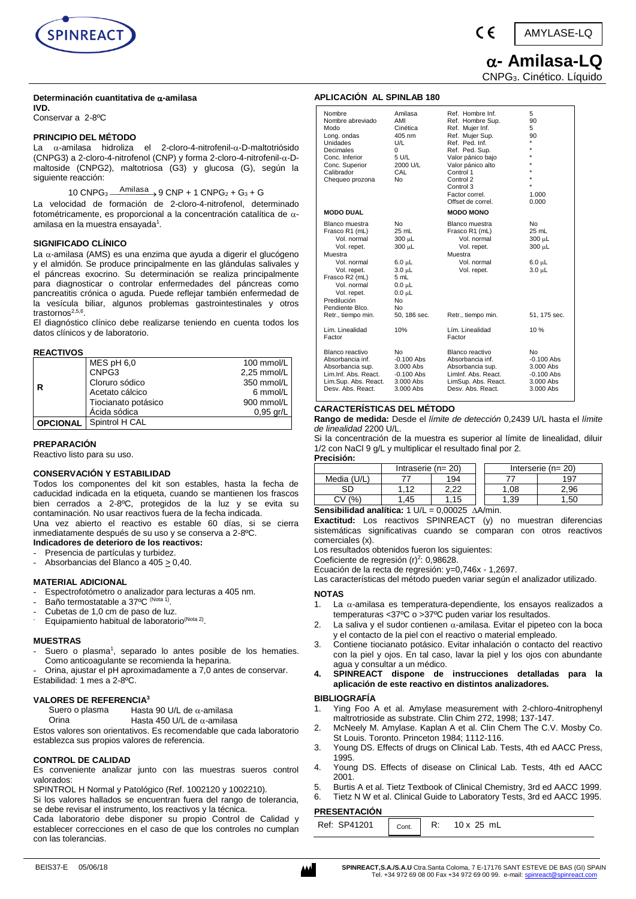AMYLASE-LQ

# α- Amilasa-LQ

CNPG$_3$. Cinético. Líquido

**Determinación cuantitativa de α-amilasa**

**IVD.**

Conservar a 2-8ºC

### PRINCIPIO DEL MÉTODO

La α-amilasa hidroliza el 2-cloro-4-nitrofenil-α-D-maltotriósido (CNPG3) a 2-cloro-4-nitrofenol (CNP) y forma 2-cloro-4-nitrofenil-α-D-maltoside (CNPG2), maltotriosa (G3) y glucosa (G), según la siguiente reacción:

$$10\ CNPG_3 \xrightarrow{Amilasa} 9\ CNP + 1\ CNPG_2 + G_3 + G$$

La velocidad de formación de 2-cloro-4-nitrofenol, determinado fotométricamente, es proporcional a la concentración catalítica de α-amilasa en la muestra ensayada[1].

### SIGNIFICADO CLÍNICO

La α-amilasa (AMS) es una enzima que ayuda a digerir el glucógeno y el almidón. Se produce principalmente en las glándulas salivales y el páncreas exocrino. Su determinación se realiza principalmente para diagnosticar o controlar enfermedades del páncreas como pancreatitis crónica o aguda. Puede reflejar también enfermedad de la vesícula biliar, algunos problemas gastrointestinales y otros trastornos[2,5,6].

El diagnóstico clínico debe realizarse teniendo en cuenta todos los datos clínicos y de laboratorio.

### REACTIVOS

| | | |
|---|---|---|
| **R** | MES pH 6,0 | 100 mmol/L |
| | CNPG3 | 2,25 mmol/L |
| | Cloruro sódico | 350 mmol/L |
| | Acetato cálcico | 6 mmol/L |
| | Tiocianato potásico | 900 mmol/L |
| | Ácida sódica | 0,95 gr/L |
| **OPCIONAL** | Spintrol H CAL | |

### PREPARACIÓN

Reactivo listo para su uso.

### CONSERVACIÓN Y ESTABILIDAD

Todos los componentes del kit son estables, hasta la fecha de caducidad indicada en la etiqueta, cuando se mantienen los frascos bien cerrados a 2-8ºC, protegidos de la luz y se evita su contaminación. No usar reactivos fuera de la fecha indicada.

Una vez abierto el reactivo es estable 60 días, si se cierra inmediatamente después de su uso y se conserva a 2-8ºC.

**Indicadores de deterioro de los reactivos:**

- Presencia de partículas y turbidez.
- Absorbancias del Blanco a 405 ≥ 0,40.

### MATERIAL ADICIONAL

- Espectrofotómetro o analizador para lecturas a 405 nm.
- Baño termostatable a 37ºC (Nota 1).
- Cubetas de 1,0 cm de paso de luz.
- Equipamiento habitual de laboratorio(Nota 2).

### MUESTRAS

- Suero o plasma[1], separado lo antes posible de los hematies. Como anticoagulante se recomienda la heparina.
- Orina, ajustar el pH aproximadamente a 7,0 antes de conservar.

Estabilidad: 1 mes a 2-8ºC.

### VALORES DE REFERENCIA[3]

| | |
|---|---|
| Suero o plasma | Hasta 90 U/L de α-amilasa |
| Orina | Hasta 450 U/L de α-amilasa |

Estos valores son orientativos. Es recomendable que cada laboratorio establezca sus propios valores de referencia.

### CONTROL DE CALIDAD

Es conveniente analizar junto con las muestras sueros control valorados:

SPINTROL H Normal y Patológico (Ref. 1002120 y 1002210).

Si los valores hallados se encuentran fuera del rango de tolerancia, se debe revisar el instrumento, los reactivos y la técnica.

Cada laboratorio debe disponer su propio Control de Calidad y establecer correcciones en el caso de que los controles no cumplan con las tolerancias.

### APLICACIÓN AL SPINLAB 180

| | | | |
|---|---|---|---|
| Nombre | Amilasa | Ref. Hombre Inf. | 5 |
| Nombre abreviado | AMI | Ref. Hombre Sup. | 90 |
| Modo | Cinética | Ref. Mujer Inf. | 5 |
| Long. ondas | 405 nm | Ref. Mujer Sup. | 90 |
| Unidades | U/L | Ref. Ped. Inf. | * |
| Decimales | 0 | Ref. Ped. Sup. | * |
| Conc. Inferior | 5 U/L | Valor pánico bajo | * |
| Conc. Superior | 2000 U/L | Valor pánico alto | * |
| Calibrador | CAL | Control 1 | * |
| Chequeo prozona | No | Control 2 | * |
| | | Control 3 | * |
| | | Factor correl. | 1.000 |
| | | Offset de correl. | 0.000 |
| **MODO DUAL** | | **MODO MONO** | |
| Blanco muestra | No | Blanco muestra | No |
| Frasco R1 (mL) | 25 mL | Frasco R1 (mL) | 25 mL |
| Vol. normal | 300 µL | Vol. normal | 300 µL |
| Vol. repet. | 300 µL | Vol. repet. | 300 µL |
| Muestra | | Muestra | |
| Vol. normal | 6.0 µL | Vol. normal | 6.0 µL |
| Vol. repet. | 3.0 µL | Vol. repet. | 3.0 µL |
| Frasco R2 (mL) | 5 mL | | |
| Vol. normal | 0.0 µL | | |
| Vol. repet. | 0.0 µL | | |
| Predilución | No | | |
| Pendiente Blco. | No | | |
| Retr., tiempo min. | 50, 186 sec. | Retr., tiempo min. | 51, 175 sec. |
| Lim. Linealidad | 10% | Lím. Linealidad | 10 % |
| Factor | | Factor | |
| Blanco reactivo | No | Blanco reactivo | No |
| Absorbancia inf. | -0.100 Abs | Absorbancia inf. | -0.100 Abs |
| Absorbancia sup. | 3.000 Abs | Absorbancia sup. | 3.000 Abs |
| Lim.Inf. Abs. React. | -0.100 Abs | LimInf. Abs. React. | -0.100 Abs |
| Lim.Sup. Abs. React. | 3.000 Abs | LimSup. Abs. React. | 3.000 Abs |
| Desv. Abs. React. | 3.000 Abs | Desv. Abs. React. | 3.000 Abs |

### CARACTERÍSTICAS DEL MÉTODO

**Rango de medida:** Desde el *límite de detección* 0,2439 U/L hasta el *límite de linealidad* 2200 U/L.

Si la concentración de la muestra es superior al límite de linealidad, diluir 1/2 con NaCl 9 g/L y multiplicar el resultado final por 2.

**Precisión:**

| | Intraserie (n= 20) | | Interserie (n= 20) | |
|---|---|---|---|---|
| Media (U/L) | 77 | 194 | 77 | 197 |
| SD | 1,12 | 2,22 | 1,08 | 2,96 |
| CV (%) | 1,45 | 1,15 | 1,39 | 1,50 |

**Sensibilidad analítica:** 1 U/L = 0,00025 ΔA/min.

**Exactitud:** Los reactivos SPINREACT (y) no muestran diferencias sistemáticas significativas cuando se comparan con otros reactivos comerciales (x).

Los resultados obtenidos fueron los siguientes:

Coeficiente de regresión $(r)^2$: 0,98628.

Ecuación de la recta de regresión: y=0,746x - 1,2697.

Las características del método pueden variar según el analizador utilizado.

### NOTAS

1. La α-amilasa es temperatura-dependiente, los ensayos realizados a temperaturas <37ºC o >37ºC pueden variar los resultados.
2. La saliva y el sudor contienen α-amilasa. Evitar el pipeteo con la boca y el contacto de la piel con el reactivo o material empleado.
3. Contiene tiocianato potásico. Evitar inhalación o contacto del reactivo con la piel y ojos. En tal caso, lavar la piel y los ojos con abundante agua y consultar a un médico.
4. **SPINREACT dispone de instrucciones detalladas para la aplicación de este reactivo en distintos analizadores.**

### BIBLIOGRAFÍA

1. Ying Foo A et al. Amylase measurement with 2-chloro-4nitrophenyl maltrotrioside as substrate. Clin Chim 272, 1998; 137-147.
2. McNeely M. Amylase. Kaplan A et al. Clin Chem The C.V. Mosby Co. St Louis. Toronto. Princeton 1984; 1112-116.
3. Young DS. Effects of drugs on Clinical Lab. Tests, 4th ed AACC Press, 1995.
4. Young DS. Effects of disease on Clinical Lab. Tests, 4th ed AACC 2001.
5. Burtis A et al. Tietz Textbook of Clinical Chemistry, 3rd ed AACC 1999.
6. Tietz N W et al. Clinical Guide to Laboratory Tests, 3rd ed AACC 1995.

### PRESENTACIÓN

| | | | |
|---|---|---|---|
| Ref: SP41201 | Cont. | R: | 10 x 25 mL |

BEIS37-E 05/06/18

SPINREACT,S.A./S.A.U Ctra.Santa Coloma, 7 E-17176 SANT ESTEVE DE BAS (GI) SPAIN Tel. +34 972 69 08 00 Fax +34 972 69 00 99. e-mail: spinreact@spinreact.com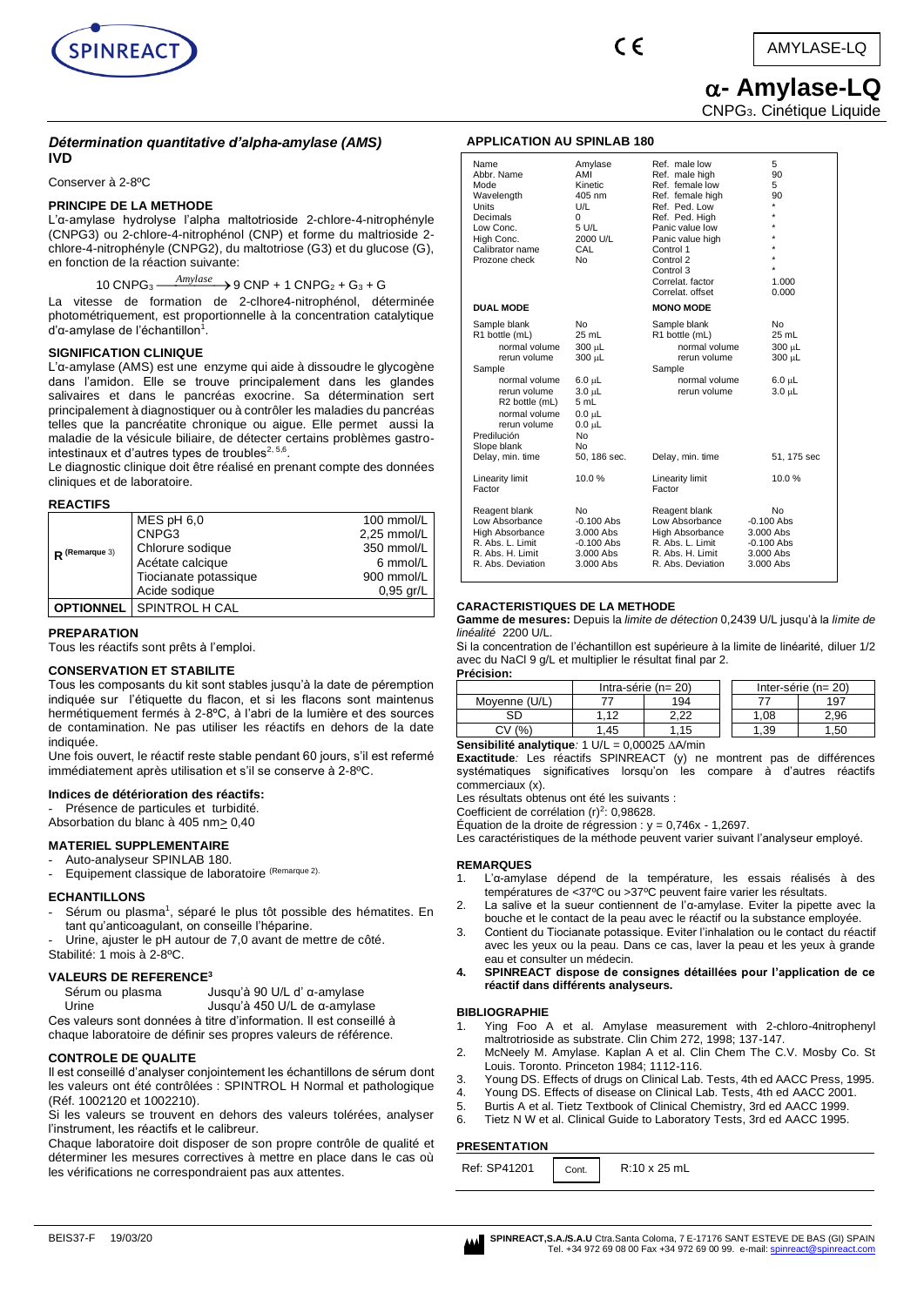AMYLASE-LQ

# α- Amylase-LQ

CNPG3. Cinétique Liquide

## *Détermination quantitative d'alpha-amylase (AMS)*

**IVD**

Conserver à 2-8ºC

### PRINCIPE DE LA METHODE

L'α-amylase hydrolyse l'alpha maltotrioside 2-chlore-4-nitrophényle (CNPG3) ou 2-chlore-4-nitrophénol (CNP) et forme du maltrioside 2-chlore-4-nitrophényle (CNPG2), du maltotriose (G3) et du glucose (G), en fonction de la réaction suivante:

$$10\ CNPG_3 \xrightarrow{Amylase} 9\ CNP + 1\ CNPG_2 + G_3 + G$$

La vitesse de formation de 2-clhore4-nitrophénol, déterminée photométriquement, est proportionnelle à la concentration catalytique d'α-amylase de l'échantillon[1].

### SIGNIFICATION CLINIQUE

L'α-amylase (AMS) est une enzyme qui aide à dissoudre le glycogène dans l'amidon. Elle se trouve principalement dans les glandes salivaires et dans le pancréas exocrine. Sa détermination sert principalement à diagnostiquer ou à contrôler les maladies du pancréas telles que la pancréatite chronique ou aigue. Elle permet aussi la maladie de la vésicule biliaire, de détecter certains problèmes gastro-intestinaux et d'autres types de troubles[2, 5,6].

Le diagnostic clinique doit être réalisé en prenant compte des données cliniques et de laboratoire.

### REACTIFS

| | | |
|---|---|---|
| R (Remarque 3) | MES pH 6,0 | 100 mmol/L |
| | CNPG3 | 2,25 mmol/L |
| | Chlorure sodique | 350 mmol/L |
| | Acétate calcique | 6 mmol/L |
| | Tiocianate potassique | 900 mmol/L |
| | Acide sodique | 0,95 gr/L |
| **OPTIONNEL** | SPINTROL H CAL | |

### PREPARATION

Tous les réactifs sont prêts à l'emploi.

### CONSERVATION ET STABILITE

Tous les composants du kit sont stables jusqu'à la date de péremption indiquée sur l'étiquette du flacon, et si les flacons sont maintenus hermétiquement fermés à 2-8ºC, à l'abri de la lumière et des sources de contamination. Ne pas utiliser les réactifs en dehors de la date indiquée.

Une fois ouvert, le réactif reste stable pendant 60 jours, s'il est refermé immédiatement après utilisation et s'il se conserve à 2-8ºC.

#### Indices de détérioration des réactifs:

- Présence de particules et turbidité.

Absorbation du blanc à 405 nm ≥ 0,40

### MATERIEL SUPPLEMENTAIRE

- Auto-analyseur SPINLAB 180.
- Equipement classique de laboratoire (Remarque 2).

### ECHANTILLONS

- Sérum ou plasma[1], séparé le plus tôt possible des hématites. En tant qu'anticoagulant, on conseille l'héparine.
- Urine, ajuster le pH autour de 7,0 avant de mettre de côté.

Stabilité: 1 mois à 2-8ºC.

### VALEURS DE REFERENCE[3]

| | |
|---|---|
| Sérum ou plasma | Jusqu'à 90 U/L d' α-amylase |
| Urine | Jusqu'à 450 U/L de α-amylase |

Ces valeurs sont données à titre d'information. Il est conseillé à chaque laboratoire de définir ses propres valeurs de référence.

### CONTROLE DE QUALITE

Il est conseillé d'analyser conjointement les échantillons de sérum dont les valeurs ont été contrôlées : SPINTROL H Normal et pathologique (Réf. 1002120 et 1002210).

Si les valeurs se trouvent en dehors des valeurs tolérées, analyser l'instrument, les réactifs et le calibreur.

Chaque laboratoire doit disposer de son propre contrôle de qualité et déterminer les mesures correctives à mettre en place dans le cas où les vérifications ne correspondraient pas aux attentes.

### APPLICATION AU SPINLAB 180

| | | | |
|---|---|---|---|
| Name | Amylase | Ref. male low | 5 |
| Abbr. Name | AMI | Ref. male high | 90 |
| Mode | Kinetic | Ref. female low | 5 |
| Wavelength | 405 nm | Ref. female high | 90 |
| Units | U/L | Ref. Ped. Low | * |
| Decimals | 0 | Ref. Ped. High | * |
| Low Conc. | 5 U/L | Panic value low | * |
| High Conc. | 2000 U/L | Panic value high | * |
| Calibrator name | CAL | Control 1 | * |
| Prozone check | No | Control 2 | * |
| | | Control 3 | * |
| | | Correlat. factor | 1.000 |
| | | Correlat. offset | 0.000 |
| **DUAL MODE** | | **MONO MODE** | |
| Sample blank | No | Sample blank | No |
| R1 bottle (mL) | 25 mL | R1 bottle (mL) | 25 mL |
| normal volume | 300 µL | normal volume | 300 µL |
| rerun volume | 300 µL | rerun volume | 300 µL |
| Sample | | Sample | |
| normal volume | 6.0 µL | normal volume | 6.0 µL |
| rerun volume | 3.0 µL | rerun volume | 3.0 µL |
| R2 bottle (mL) | 5 mL | | |
| normal volume | 0.0 µL | | |
| rerun volume | 0.0 µL | | |
| Predilución | No | | |
| Slope blank | No | | |
| Delay, min. time | 50, 186 sec. | Delay, min. time | 51, 175 sec |
| Linearity limit | 10.0 % | Linearity limit | 10.0 % |
| Factor | | Factor | |
| Reagent blank | No | Reagent blank | No |
| Low Absorbance | -0.100 Abs | Low Absorbance | -0.100 Abs |
| High Absorbance | 3.000 Abs | High Absorbance | 3.000 Abs |
| R. Abs. L. Limit | -0.100 Abs | R. Abs. L. Limit | -0.100 Abs |
| R. Abs. H. Limit | 3.000 Abs | R. Abs. H. Limit | 3.000 Abs |
| R. Abs. Deviation | 3.000 Abs | R. Abs. Deviation | 3.000 Abs |

### CARACTERISTIQUES DE LA METHODE

**Gamme de mesures:** Depuis la *limite de détection* 0,2439 U/L jusqu'à la *limite de linéalité* 2200 U/L.

Si la concentration de l'échantillon est supérieure à la limite de linéarité, diluer 1/2 avec du NaCl 9 g/L et multiplier le résultat final par 2.

**Précision:**

| | Intra-série (n= 20) | | Inter-série (n= 20) | |
|---|---|---|---|---|
| Moyenne (U/L) | 77 | 194 | 77 | 197 |
| SD | 1,12 | 2,22 | 1,08 | 2,96 |
| CV (%) | 1,45 | 1,15 | 1,39 | 1,50 |

**Sensibilité analytique***:* 1 U/L = 0,00025 ΔA/min

**Exactitude***:* Les réactifs SPINREACT (y) ne montrent pas de différences systématiques significatives lorsqu'on les compare à d'autres réactifs commerciaux (x).

Les résultats obtenus ont été les suivants :

Coefficient de corrélation $(r)^2$: 0,98628.

Équation de la droite de régression : y = 0,746x - 1,2697.

Les caractéristiques de la méthode peuvent varier suivant l'analyseur employé.

### REMARQUES

1. L'α-amylase dépend de la température, les essais réalisés à des températures de <37ºC ou >37ºC peuvent faire varier les résultats.
2. La salive et la sueur contiennent de l'α-amylase. Eviter la pipette avec la bouche et le contact de la peau avec le réactif ou la substance employée.
3. Contient du Tiocianate potassique. Eviter l'inhalation ou le contact du réactif avec les yeux ou la peau. Dans ce cas, laver la peau et les yeux à grande eau et consulter un médecin.
4. **SPINREACT dispose de consignes détaillées pour l'application de ce réactif dans différents analyseurs.**

### BIBLIOGRAPHIE

1. Ying Foo A et al. Amylase measurement with 2-chloro-4nitrophenyl maltrotrioside as substrate. Clin Chim 272, 1998; 137-147.
2. McNeely M. Amylase. Kaplan A et al. Clin Chem The C.V. Mosby Co. St Louis. Toronto. Princeton 1984; 1112-116.
3. Young DS. Effects of drugs on Clinical Lab. Tests, 4th ed AACC Press, 1995.
4. Young DS. Effects of disease on Clinical Lab. Tests, 4th ed AACC 2001.
5. Burtis A et al. Tietz Textbook of Clinical Chemistry, 3rd ed AACC 1999.
6. Tietz N W et al. Clinical Guide to Laboratory Tests, 3rd ed AACC 1995.

### PRESENTATION

| | | |
|---|---|---|
| Ref: SP41201 | Cont. | R:10 x 25 mL |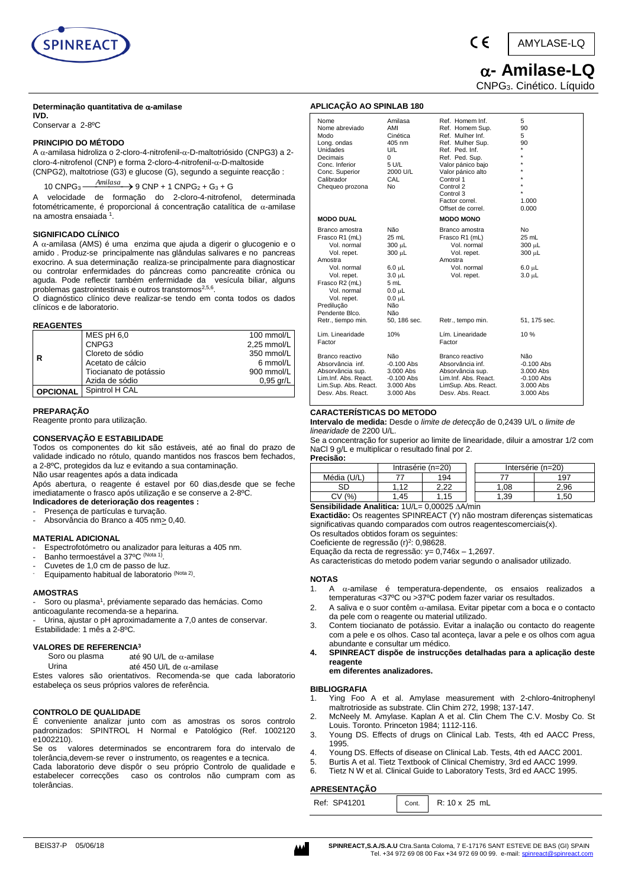AMYLASE-LQ

# α- Amilase-LQ

CNPG3. Cinético. Líquido

**Determinação quantitativa de α-amilase**

**IVD.**

Conservar a 2-8ºC

## PRINCIPIO DO MÉTODO

A α-amilasa hidroliza o 2-cloro-4-nitrofenil-α-D-maltotriósido (CNPG3) a 2-cloro-4-nitrofenol (CNP) e forma 2-cloro-4-nitrofenil-α-D-maltoside (CNPG2), maltotriose (G3) e glucose (G), segundo a seguinte reacção :

$$10\ CNPG_3 \xrightarrow{Amilasa} 9\ CNP + 1\ CNPG_2 + G_3 + G$$

A velocidade de formação do 2-cloro-4-nitrofenol, determinada fotométricamente, é proporcional á concentração catalítica de α-amilase na amostra ensaiada [1].

## SIGNIFICADO CLÍNICO

A α-amilasa (AMS) é uma enzima que ajuda a digerir o glucogenio e o amido . Produz-se principalmente nas glândulas salivares e no pancreas exocrino. A sua determinação realiza-se principalmente para diagnosticar ou controlar enfermidades do páncreas como pancreatite crónica ou aguda. Pode reflectir também enfermidade da vesícula biliar, alguns problemas gastrointestinais e outros transtornos[2,5,6].

O diagnóstico clínico deve realizar-se tendo em conta todos os dados clínicos e de laboratorio.

## REAGENTES

| | | |
|---|---|---|
| R | MES pH 6,0 | 100 mmol/L |
| | CNPG3 | 2,25 mmol/L |
| | Cloreto de sódio | 350 mmol/L |
| | Acetato de cálcio | 6 mmol/L |
| | Tiocianato de potássio | 900 mmol/L |
| | Azida de sódio | 0,95 gr/L |
| **OPCIONAL** | Spintrol H CAL | |

## PREPARAÇÃO

Reagente pronto para utilização.

## CONSERVAÇÃO E ESTABILIDADE

Todos os componentes do kit são estáveis, até ao final do prazo de validade indicado no rótulo, quando mantidos nos frascos bem fechados, a 2-8ºC, protegidos da luz e evitando a sua contaminação.

Não usar reagentes após a data indicada

Após abertura, o reagente é estavel por 60 dias,desde que se feche imediatamente o frasco após utilização e se conserve a 2-8ºC.

**Indicadores de deterioração dos reagentes :**

- Presença de partículas e turvação.
- Absorvância do Branco a 405 nm≥ 0,40.

## MATERIAL ADICIONAL

- Espectrofotómetro ou analizador para leituras a 405 nm.
- Banho termoestável a 37ºC (Nota 1).
- Cuvetes de 1,0 cm de passo de luz.
- Equipamento habitual de laboratorio (Nota 2).

## AMOSTRAS

- Soro ou plasma[1], préviamente separado das hemácias. Como anticoagulante recomenda-se a heparina.
- Urina, ajustar o pH aproximadamente a 7,0 antes de conservar.

Estabilidade: 1 mês a 2-8ºC.

## VALORES DE REFERENCIA[3]

| | |
|---|---|
| Soro ou plasma | até 90 U/L de α-amilase |
| Urina | até 450 U/L de α-amilase |

Estes valores são orientativos. Recomenda-se que cada laboratorio estabeleça os seus próprios valores de referência.

## CONTROLO DE QUALIDADE

É conveniente analizar junto com as amostras os soros controlo padronizados: SPINTROL H Normal e Patológico (Ref. 1002120 e1002210).

Se os valores determinados se encontrarem fora do intervalo de tolerância,devem-se rever o instrumento, os reagentes e a tecnica.

Cada laboratorio deve dispôr o seu próprio Controlo de qualidade e estabelecer correcções caso os controlos não cumpram com as tolerâncias.

## APLICAÇÃO AO SPINLAB 180

| | | | |
|---|---|---|---|
| Nome | Amilasa | Ref. Homem Inf. | 5 |
| Nome abreviado | AMI | Ref. Homem Sup. | 90 |
| Modo | Cinética | Ref. Mulher Inf. | 5 |
| Long. ondas | 405 nm | Ref. Mulher Sup. | 90 |
| Unidades | U/L | Ref. Ped. Inf. | * |
| Decimais | 0 | Ref. Ped. Sup. | * |
| Conc. Inferior | 5 U/L | Valor pánico bajo | * |
| Conc. Superior | 2000 U/L | Valor pánico alto | * |
| Calibrador | CAL | Control 1 | * |
| Chequeo prozona | No | Control 2 | * |
| | | Control 3 | * |
| | | Factor correl. | 1.000 |
| | | Offset de correl. | 0.000 |
| **MODO DUAL** | | **MODO MONO** | |
| Branco amostra | Não | Branco amostra | No |
| Frasco R1 (mL) | 25 mL | Frasco R1 (mL) | 25 mL |
| Vol. normal | 300 µL | Vol. normal | 300 µL |
| Vol. repet. | 300 µL | Vol. repet. | 300 µL |
| Amostra | | Amostra | |
| Vol. normal | 6.0 µL | Vol. normal | 6.0 µL |
| Vol. repet. | 3.0 µL | Vol. repet. | 3.0 µL |
| Frasco R2 (mL) | 5 mL | | |
| Vol. normal | 0.0 µL | | |
| Vol. repet. | 0.0 µL | | |
| Prediluição | Não | | |
| Pendente Blco. | Não | | |
| Retr., tiempo min. | 50, 186 sec. | Retr., tempo min. | 51, 175 sec. |
| Lim. Linearidade | 10% | Lím. Linearidade | 10 % |
| Factor | | Factor | |
| Branco reactivo | Não | Branco reactivo | Não |
| Absorvância inf. | -0.100 Abs | Absorvância inf. | -0.100 Abs |
| Absorvância sup. | 3.000 Abs | Absorvância sup. | 3.000 Abs |
| Lim.Inf. Abs. React. | -0.100 Abs | Lim.Inf. Abs. React. | -0.100 Abs |
| Lim.Sup. Abs. React. | 3.000 Abs | LimSup. Abs. React. | 3.000 Abs |
| Desv. Abs. React. | 3.000 Abs | Desv. Abs. React. | 3.000 Abs |

## CARACTERÍSTICAS DO METODO

**Intervalo de medida:** Desde o *limite de detecção* de 0,2439 U/L o *limite de linearidade* de 2200 U/L.

Se a concentração for superior ao limite de linearidade, diluir a amostrar 1/2 com NaCl 9 g/L e multiplicar o resultado final por 2.

**Precisão:**

| | Intrasérie (n=20) | | Intersérie (n=20) | |
|---|---|---|---|---|
| Média (U/L) | 77 | 194 | 77 | 197 |
| SD | 1,12 | 2,22 | 1,08 | 2,96 |
| CV (%) | 1,45 | 1,15 | 1,39 | 1,50 |

**Sensibilidade Analitica:** 1U/L= 0,00025 ΔA/min

**Exactidão:** Os reagentes SPINREACT (Y) não mostram diferenças sistematicas significativas quando comparados com outros reagentescomerciais(x).

Os resultados obtidos foram os seguintes:

Coeficiente de regressão $(r)^2$: 0,98628.

Equação da recta de regressão: y= 0,746x – 1,2697.

As caracteristicas do metodo podem variar segundo o analisador utilizado.

## NOTAS

1. A α-amilase é temperatura-dependente, os ensaios realizados a temperaturas <37ºC ou >37ºC podem fazer variar os resultados.
2. A saliva e o suor contêm α-amilasa. Evitar pipetar com a boca e o contacto da pele com o reagente ou material utilizado.
3. Contem tiocianato de potássio. Evitar a inalação ou contacto do reagente com a pele e os olhos. Caso tal aconteça, lavar a pele e os olhos com agua abundante e consultar um médico.
4. **SPINREACT dispõe de instrucções detalhadas para a aplicação deste reagente em diferentes analizadores.**

## BIBLIOGRAFIA

1. Ying Foo A et al. Amylase measurement with 2-chloro-4nitrophenyl maltrotrioside as substrate. Clin Chim 272, 1998; 137-147.
2. McNeely M. Amylase. Kaplan A et al. Clin Chem The C.V. Mosby Co. St Louis. Toronto. Princeton 1984; 1112-116.
3. Young DS. Effects of drugs on Clinical Lab. Tests, 4th ed AACC Press, 1995.
4. Young DS. Effects of disease on Clinical Lab. Tests, 4th ed AACC 2001.
5. Burtis A et al. Tietz Textbook of Clinical Chemistry, 3rd ed AACC 1999.
6. Tietz N W et al. Clinical Guide to Laboratory Tests, 3rd ed AACC 1995.

## APRESENTAÇÃO

| | | |
|---|---|---|
| Ref: SP41201 | Cont. | R: 10 x 25 mL |

BEIS37-P 05/06/18

**SPINREACT,S.A./S.A.U** Ctra.Santa Coloma, 7 E-17176 SANT ESTEVE DE BAS (GI) SPAIN Tel. +34 972 69 08 00 Fax +34 972 69 00 99. e-mail: spinreact@spinreact.com